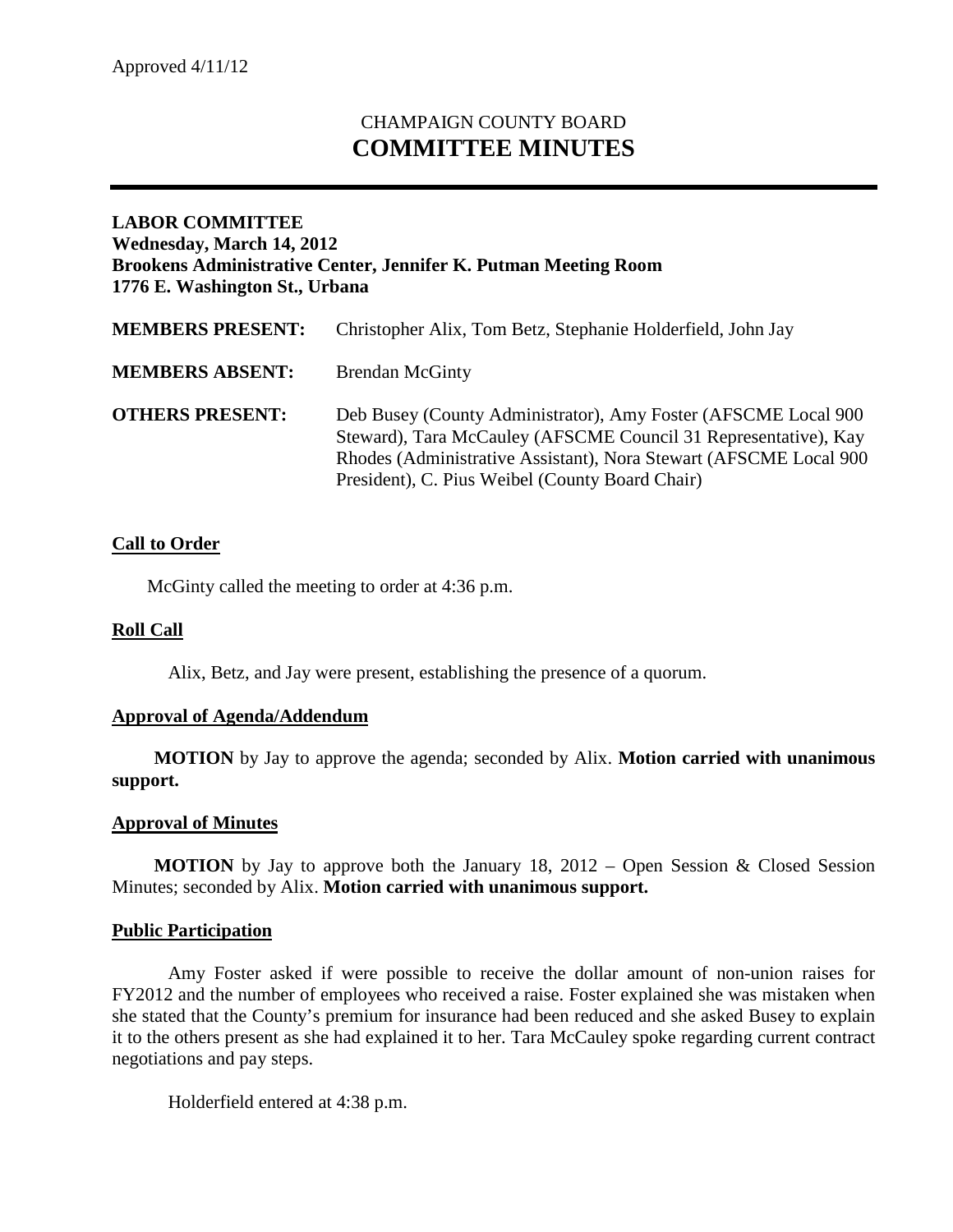Approved 4/11/12

# CHAMPAIGN COUNTY BOARD
# COMMITTEE MINUTES

---

**LABOR COMMITTEE**
**Wednesday, March 14, 2012**
**Brookens Administrative Center, Jennifer K. Putman Meeting Room**
**1776 E. Washington St., Urbana**

| | |
|---|---|
| **MEMBERS PRESENT:** | Christopher Alix, Tom Betz, Stephanie Holderfield, John Jay |
| **MEMBERS ABSENT:** | Brendan McGinty |
| **OTHERS PRESENT:** | Deb Busey (County Administrator), Amy Foster (AFSCME Local 900 Steward), Tara McCauley (AFSCME Council 31 Representative), Kay Rhodes (Administrative Assistant), Nora Stewart (AFSCME Local 900 President), C. Pius Weibel (County Board Chair) |

## Call to Order

McGinty called the meeting to order at 4:36 p.m.

## Roll Call

Alix, Betz, and Jay were present, establishing the presence of a quorum.

## Approval of Agenda/Addendum

**MOTION** by Jay to approve the agenda; seconded by Alix. **Motion carried with unanimous support.**

## Approval of Minutes

**MOTION** by Jay to approve both the January 18, 2012 – Open Session & Closed Session Minutes; seconded by Alix. **Motion carried with unanimous support.**

## Public Participation

Amy Foster asked if were possible to receive the dollar amount of non-union raises for FY2012 and the number of employees who received a raise. Foster explained she was mistaken when she stated that the County's premium for insurance had been reduced and she asked Busey to explain it to the others present as she had explained it to her. Tara McCauley spoke regarding current contract negotiations and pay steps.

Holderfield entered at 4:38 p.m.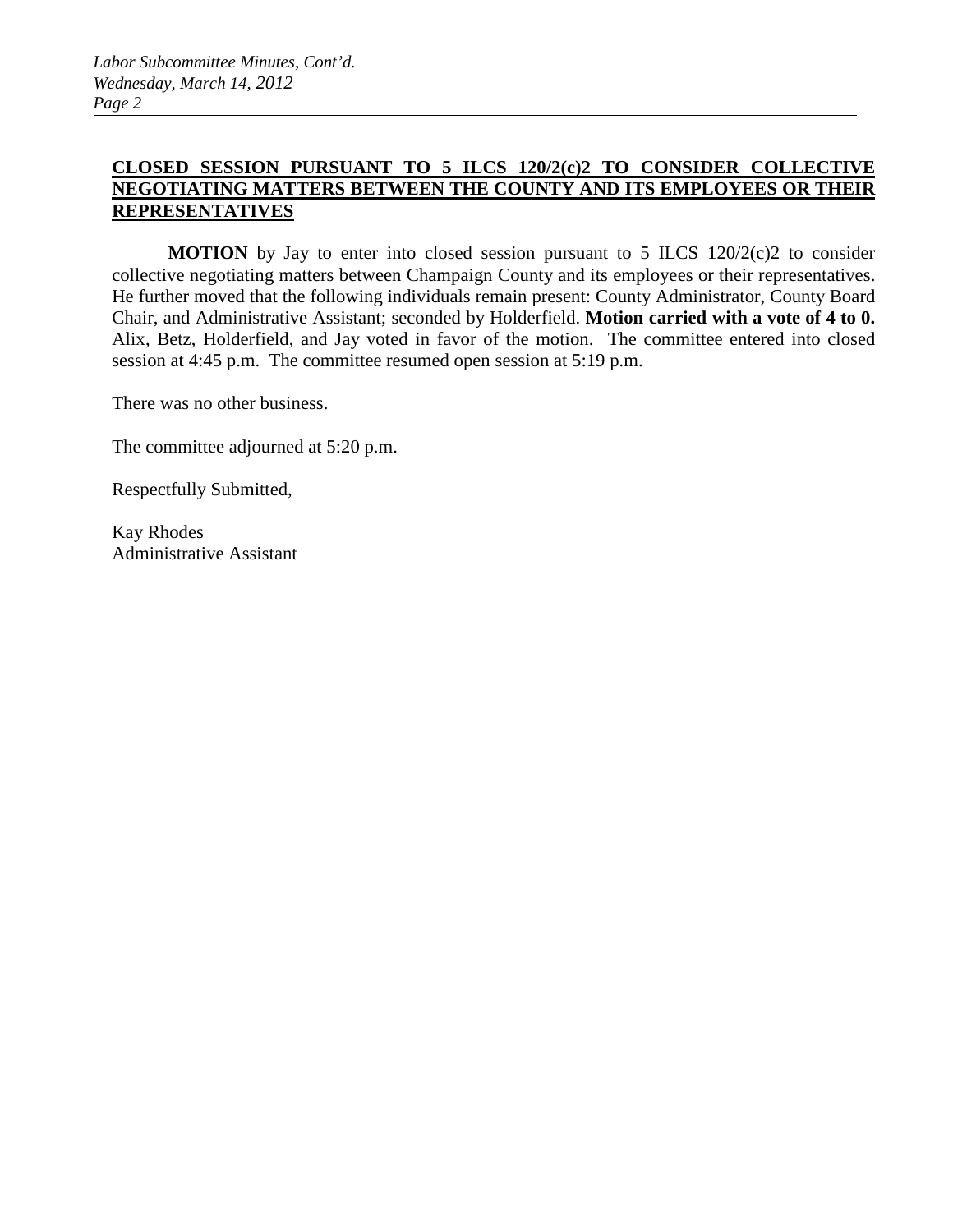**CLOSED SESSION PURSUANT TO 5 ILCS 120/2(c)2 TO CONSIDER COLLECTIVE NEGOTIATING MATTERS BETWEEN THE COUNTY AND ITS EMPLOYEES OR THEIR REPRESENTATIVES**

**MOTION** by Jay to enter into closed session pursuant to 5 ILCS 120/2(c)2 to consider collective negotiating matters between Champaign County and its employees or their representatives. He further moved that the following individuals remain present: County Administrator, County Board Chair, and Administrative Assistant; seconded by Holderfield. **Motion carried with a vote of 4 to 0.** Alix, Betz, Holderfield, and Jay voted in favor of the motion. The committee entered into closed session at 4:45 p.m. The committee resumed open session at 5:19 p.m.

There was no other business.

The committee adjourned at 5:20 p.m.

Respectfully Submitted,

Kay Rhodes
Administrative Assistant